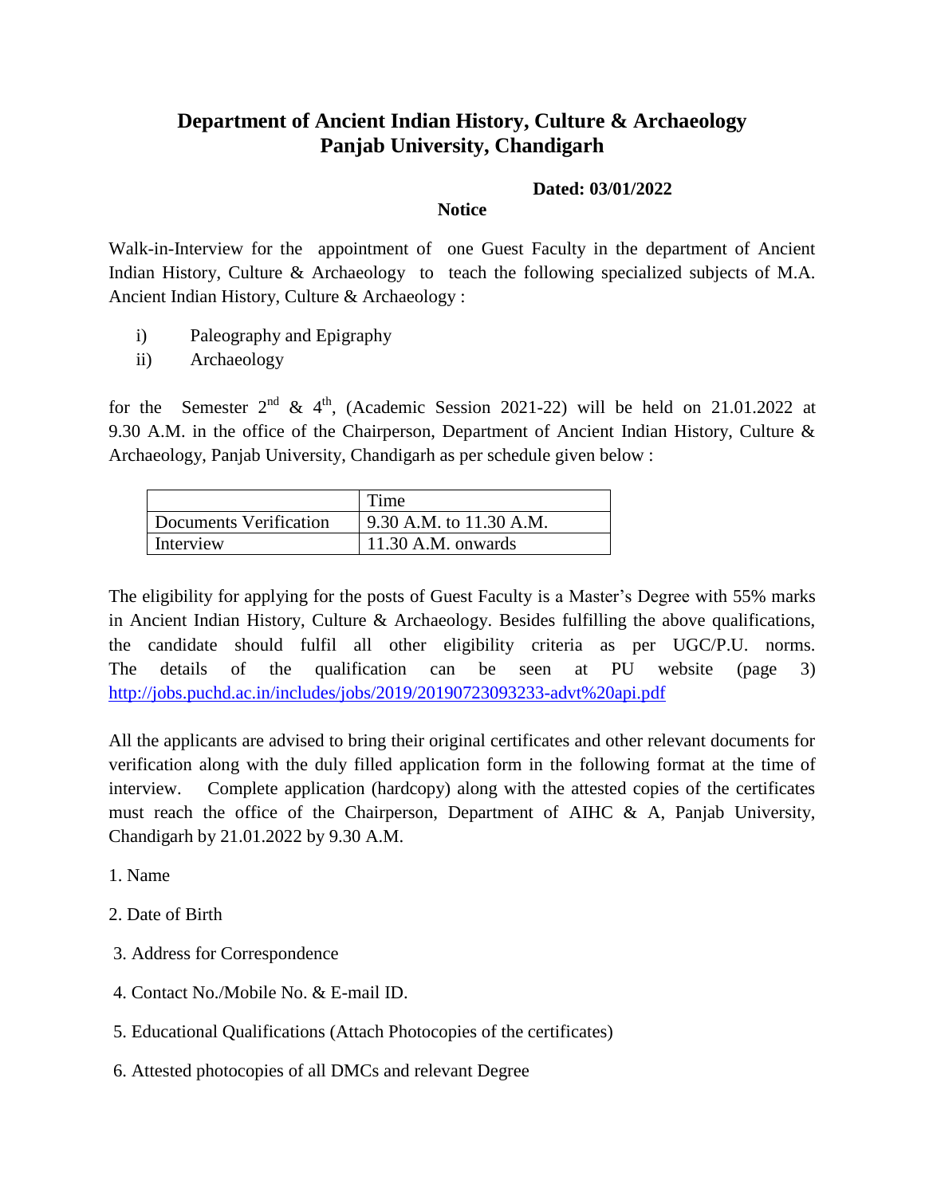# Department of Ancient Indian History, Culture & Archaeology
# Panjab University, Chandigarh

**Dated: 03/01/2022**

**Notice**

Walk-in-Interview for the appointment of one Guest Faculty in the department of Ancient Indian History, Culture & Archaeology to teach the following specialized subjects of M.A. Ancient Indian History, Culture & Archaeology :

i) Paleography and Epigraphy
ii) Archaeology

for the Semester 2nd & 4th, (Academic Session 2021-22) will be held on 21.01.2022 at 9.30 A.M. in the office of the Chairperson, Department of Ancient Indian History, Culture & Archaeology, Panjab University, Chandigarh as per schedule given below :

| | Time |
|---|---|
| Documents Verification | 9.30 A.M. to 11.30 A.M. |
| Interview | 11.30 A.M. onwards |

The eligibility for applying for the posts of Guest Faculty is a Master's Degree with 55% marks in Ancient Indian History, Culture & Archaeology. Besides fulfilling the above qualifications, the candidate should fulfil all other eligibility criteria as per UGC/P.U. norms. The details of the qualification can be seen at PU website (page 3) http://jobs.puchd.ac.in/includes/jobs/2019/20190723093233-advt%20api.pdf

All the applicants are advised to bring their original certificates and other relevant documents for verification along with the duly filled application form in the following format at the time of interview. Complete application (hardcopy) along with the attested copies of the certificates must reach the office of the Chairperson, Department of AIHC & A, Panjab University, Chandigarh by 21.01.2022 by 9.30 A.M.

1. Name
2. Date of Birth
3. Address for Correspondence
4. Contact No./Mobile No. & E-mail ID.
5. Educational Qualifications (Attach Photocopies of the certificates)
6. Attested photocopies of all DMCs and relevant Degree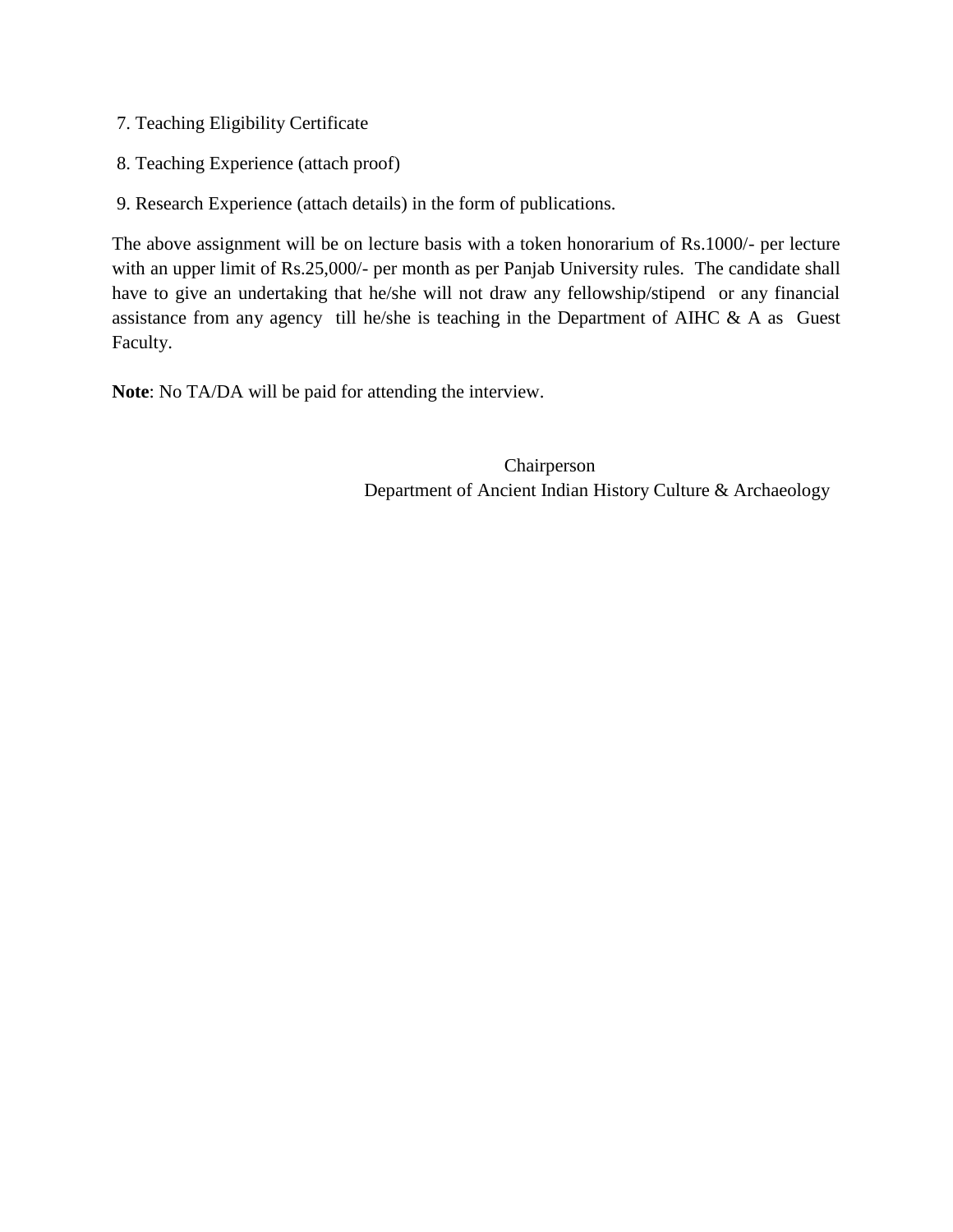7. Teaching Eligibility Certificate
8. Teaching Experience (attach proof)
9. Research Experience (attach details) in the form of publications.

The above assignment will be on lecture basis with a token honorarium of Rs.1000/- per lecture with an upper limit of Rs.25,000/- per month as per Panjab University rules. The candidate shall have to give an undertaking that he/she will not draw any fellowship/stipend or any financial assistance from any agency till he/she is teaching in the Department of AIHC & A as Guest Faculty.

**Note**: No TA/DA will be paid for attending the interview.

Chairperson
Department of Ancient Indian History Culture & Archaeology